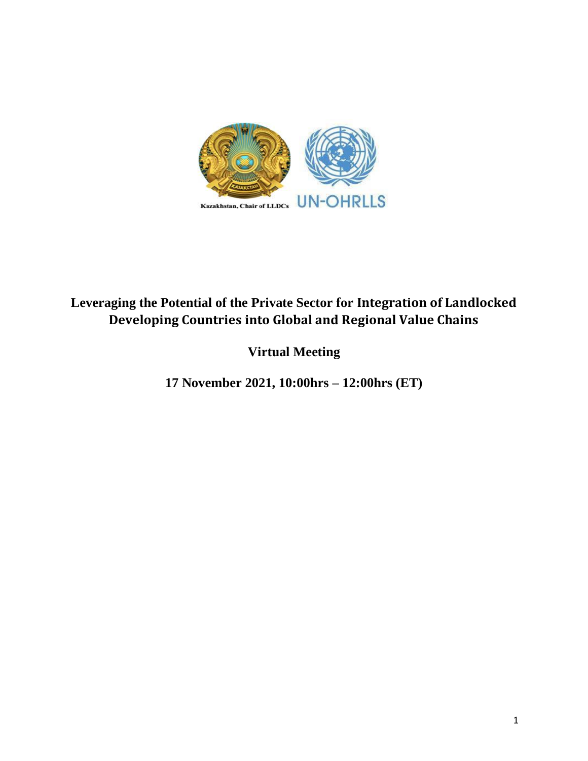Kazakhstan, Chair of LLDCs UN-OHRLLS

# Leveraging the Potential of the Private Sector for Integration of Landlocked Developing Countries into Global and Regional Value Chains

## Virtual Meeting

### 17 November 2021, 10:00hrs – 12:00hrs (ET)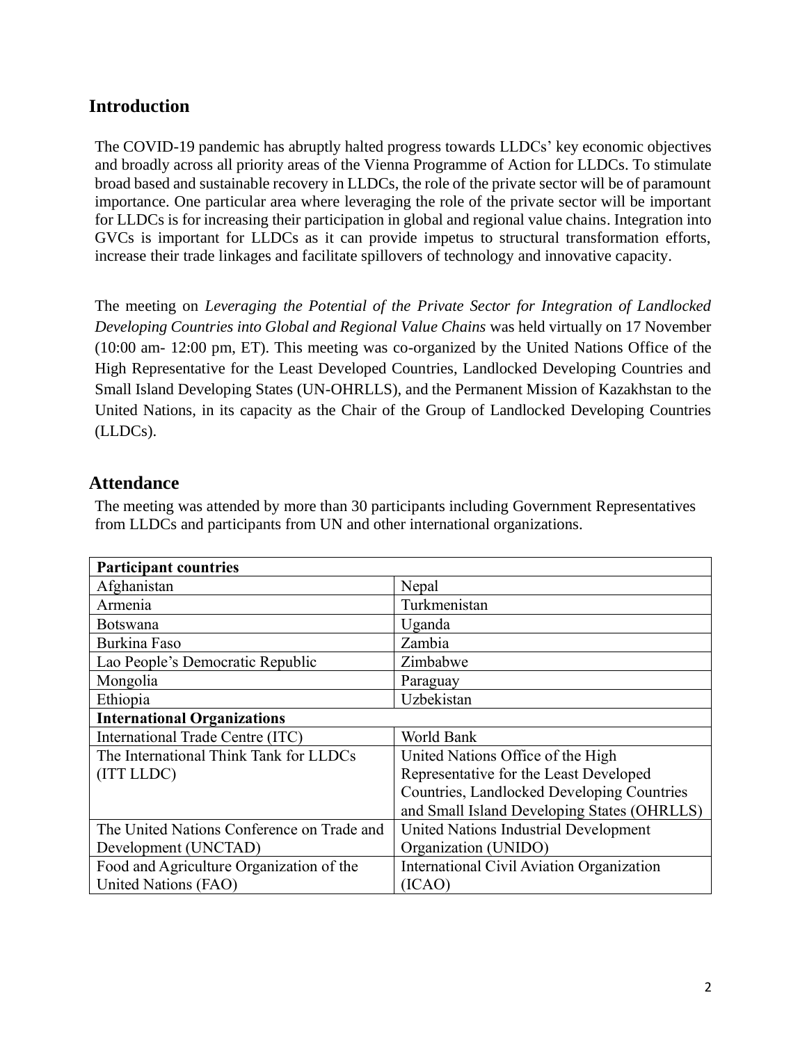## Introduction

The COVID-19 pandemic has abruptly halted progress towards LLDCs' key economic objectives and broadly across all priority areas of the Vienna Programme of Action for LLDCs. To stimulate broad based and sustainable recovery in LLDCs, the role of the private sector will be of paramount importance. One particular area where leveraging the role of the private sector will be important for LLDCs is for increasing their participation in global and regional value chains. Integration into GVCs is important for LLDCs as it can provide impetus to structural transformation efforts, increase their trade linkages and facilitate spillovers of technology and innovative capacity.

The meeting on *Leveraging the Potential of the Private Sector for Integration of Landlocked Developing Countries into Global and Regional Value Chains* was held virtually on 17 November (10:00 am- 12:00 pm, ET). This meeting was co-organized by the United Nations Office of the High Representative for the Least Developed Countries, Landlocked Developing Countries and Small Island Developing States (UN-OHRLLS), and the Permanent Mission of Kazakhstan to the United Nations, in its capacity as the Chair of the Group of Landlocked Developing Countries (LLDCs).

## Attendance

The meeting was attended by more than 30 participants including Government Representatives from LLDCs and participants from UN and other international organizations.

| **Participant countries** | |
|---|---|
| Afghanistan | Nepal |
| Armenia | Turkmenistan |
| Botswana | Uganda |
| Burkina Faso | Zambia |
| Lao People's Democratic Republic | Zimbabwe |
| Mongolia | Paraguay |
| Ethiopia | Uzbekistan |
| **International Organizations** | |
| International Trade Centre (ITC) | World Bank |
| The International Think Tank for LLDCs (ITT LLDC) | United Nations Office of the High Representative for the Least Developed Countries, Landlocked Developing Countries and Small Island Developing States (OHRLLS) |
| The United Nations Conference on Trade and Development (UNCTAD) | United Nations Industrial Development Organization (UNIDO) |
| Food and Agriculture Organization of the United Nations (FAO) | International Civil Aviation Organization (ICAO) |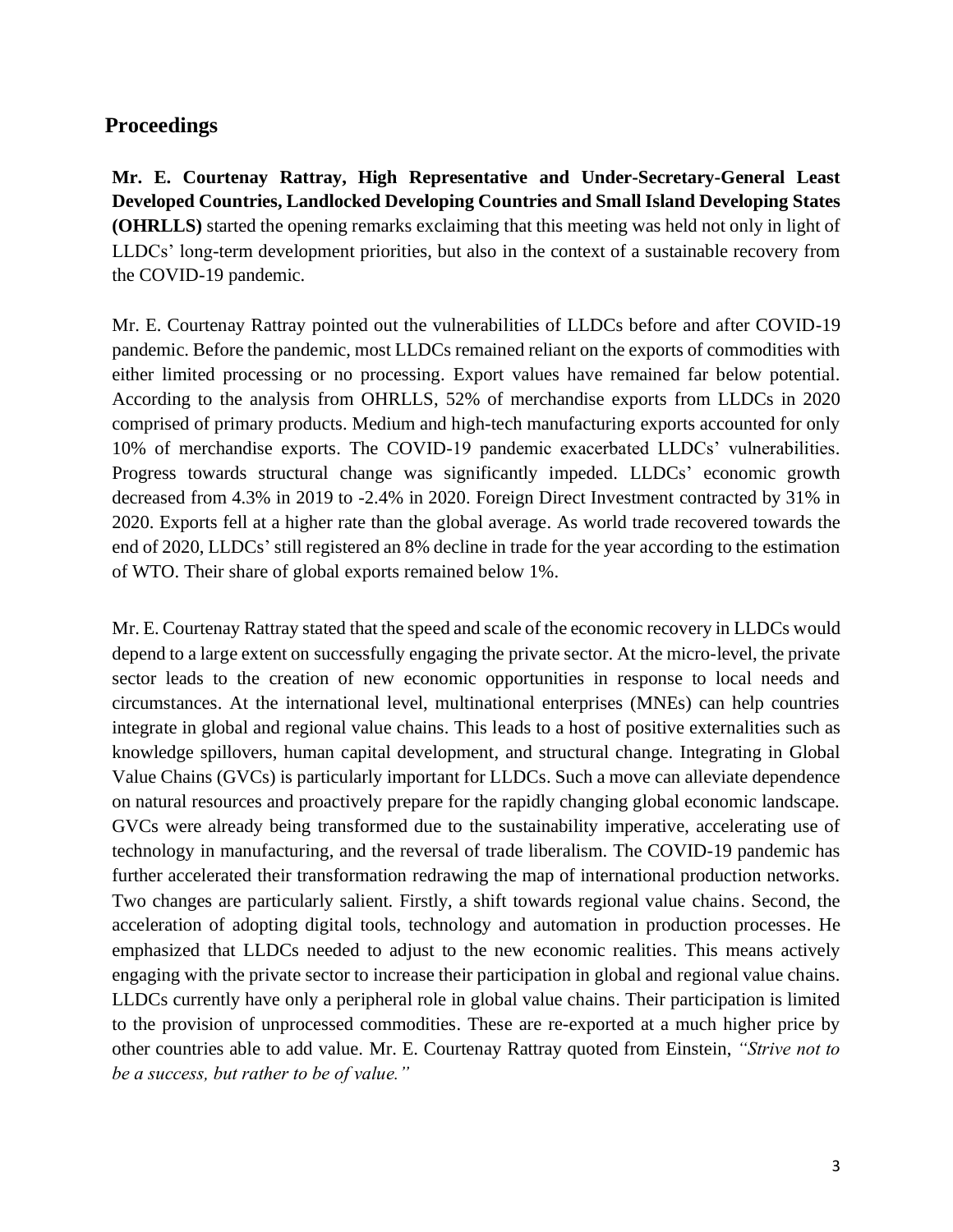## Proceedings

**Mr. E. Courtenay Rattray, High Representative and Under-Secretary-General Least Developed Countries, Landlocked Developing Countries and Small Island Developing States (OHRLLS)** started the opening remarks exclaiming that this meeting was held not only in light of LLDCs' long-term development priorities, but also in the context of a sustainable recovery from the COVID-19 pandemic.

Mr. E. Courtenay Rattray pointed out the vulnerabilities of LLDCs before and after COVID-19 pandemic. Before the pandemic, most LLDCs remained reliant on the exports of commodities with either limited processing or no processing. Export values have remained far below potential. According to the analysis from OHRLLS, 52% of merchandise exports from LLDCs in 2020 comprised of primary products. Medium and high-tech manufacturing exports accounted for only 10% of merchandise exports. The COVID-19 pandemic exacerbated LLDCs' vulnerabilities. Progress towards structural change was significantly impeded. LLDCs' economic growth decreased from 4.3% in 2019 to -2.4% in 2020. Foreign Direct Investment contracted by 31% in 2020. Exports fell at a higher rate than the global average. As world trade recovered towards the end of 2020, LLDCs' still registered an 8% decline in trade for the year according to the estimation of WTO. Their share of global exports remained below 1%.

Mr. E. Courtenay Rattray stated that the speed and scale of the economic recovery in LLDCs would depend to a large extent on successfully engaging the private sector. At the micro-level, the private sector leads to the creation of new economic opportunities in response to local needs and circumstances. At the international level, multinational enterprises (MNEs) can help countries integrate in global and regional value chains. This leads to a host of positive externalities such as knowledge spillovers, human capital development, and structural change. Integrating in Global Value Chains (GVCs) is particularly important for LLDCs. Such a move can alleviate dependence on natural resources and proactively prepare for the rapidly changing global economic landscape. GVCs were already being transformed due to the sustainability imperative, accelerating use of technology in manufacturing, and the reversal of trade liberalism. The COVID-19 pandemic has further accelerated their transformation redrawing the map of international production networks. Two changes are particularly salient. Firstly, a shift towards regional value chains. Second, the acceleration of adopting digital tools, technology and automation in production processes. He emphasized that LLDCs needed to adjust to the new economic realities. This means actively engaging with the private sector to increase their participation in global and regional value chains. LLDCs currently have only a peripheral role in global value chains. Their participation is limited to the provision of unprocessed commodities. These are re-exported at a much higher price by other countries able to add value. Mr. E. Courtenay Rattray quoted from Einstein, *"Strive not to be a success, but rather to be of value."*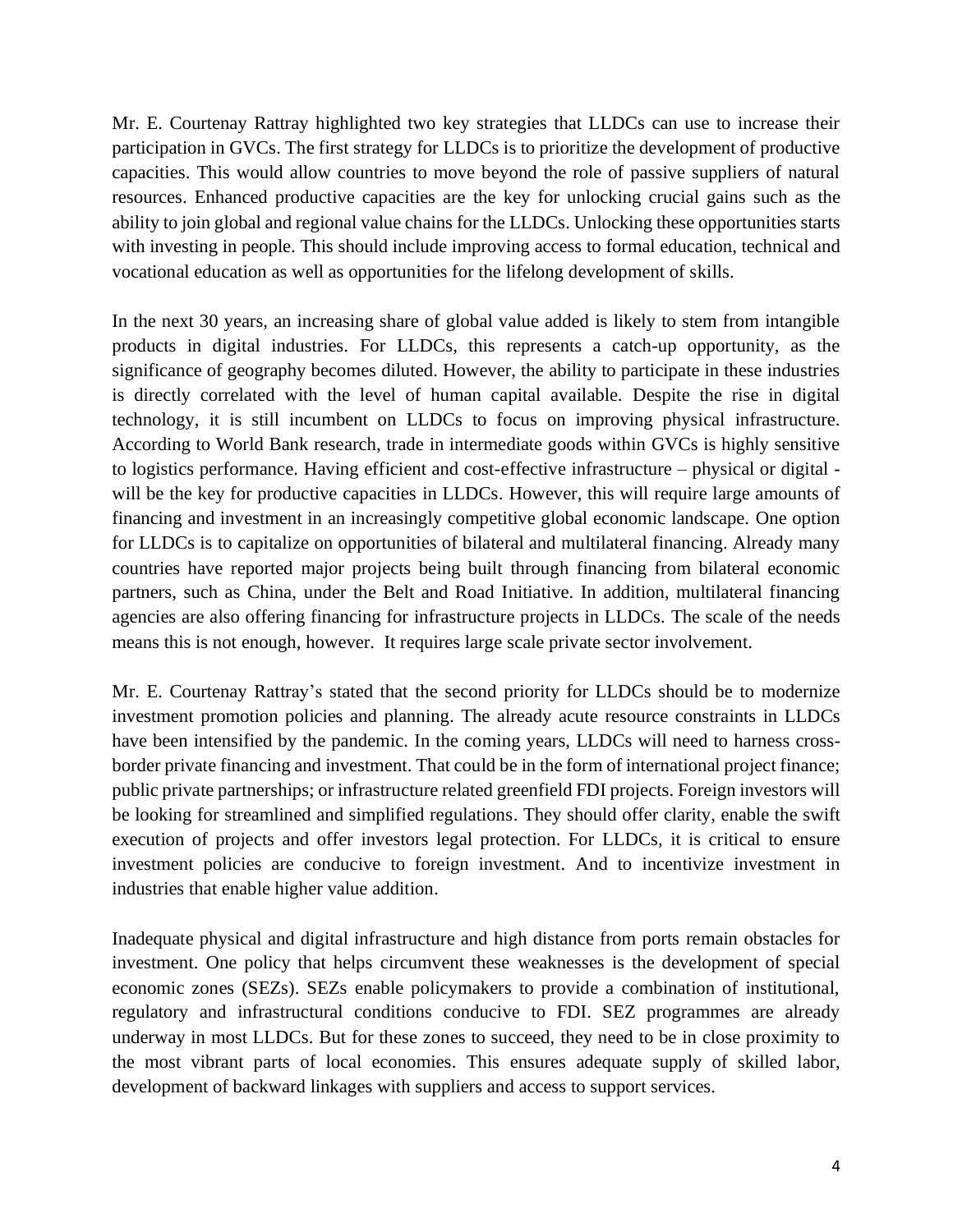Mr. E. Courtenay Rattray highlighted two key strategies that LLDCs can use to increase their participation in GVCs. The first strategy for LLDCs is to prioritize the development of productive capacities. This would allow countries to move beyond the role of passive suppliers of natural resources. Enhanced productive capacities are the key for unlocking crucial gains such as the ability to join global and regional value chains for the LLDCs. Unlocking these opportunities starts with investing in people. This should include improving access to formal education, technical and vocational education as well as opportunities for the lifelong development of skills.

In the next 30 years, an increasing share of global value added is likely to stem from intangible products in digital industries. For LLDCs, this represents a catch-up opportunity, as the significance of geography becomes diluted. However, the ability to participate in these industries is directly correlated with the level of human capital available. Despite the rise in digital technology, it is still incumbent on LLDCs to focus on improving physical infrastructure. According to World Bank research, trade in intermediate goods within GVCs is highly sensitive to logistics performance. Having efficient and cost-effective infrastructure – physical or digital - will be the key for productive capacities in LLDCs. However, this will require large amounts of financing and investment in an increasingly competitive global economic landscape. One option for LLDCs is to capitalize on opportunities of bilateral and multilateral financing. Already many countries have reported major projects being built through financing from bilateral economic partners, such as China, under the Belt and Road Initiative. In addition, multilateral financing agencies are also offering financing for infrastructure projects in LLDCs. The scale of the needs means this is not enough, however. It requires large scale private sector involvement.

Mr. E. Courtenay Rattray's stated that the second priority for LLDCs should be to modernize investment promotion policies and planning. The already acute resource constraints in LLDCs have been intensified by the pandemic. In the coming years, LLDCs will need to harness cross-border private financing and investment. That could be in the form of international project finance; public private partnerships; or infrastructure related greenfield FDI projects. Foreign investors will be looking for streamlined and simplified regulations. They should offer clarity, enable the swift execution of projects and offer investors legal protection. For LLDCs, it is critical to ensure investment policies are conducive to foreign investment. And to incentivize investment in industries that enable higher value addition.

Inadequate physical and digital infrastructure and high distance from ports remain obstacles for investment. One policy that helps circumvent these weaknesses is the development of special economic zones (SEZs). SEZs enable policymakers to provide a combination of institutional, regulatory and infrastructural conditions conducive to FDI. SEZ programmes are already underway in most LLDCs. But for these zones to succeed, they need to be in close proximity to the most vibrant parts of local economies. This ensures adequate supply of skilled labor, development of backward linkages with suppliers and access to support services.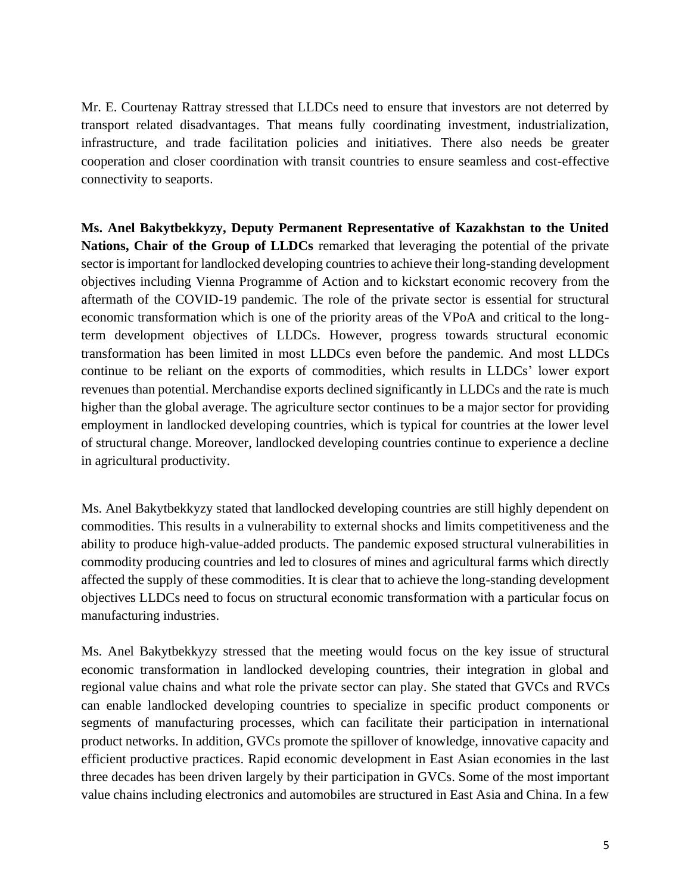Mr. E. Courtenay Rattray stressed that LLDCs need to ensure that investors are not deterred by transport related disadvantages. That means fully coordinating investment, industrialization, infrastructure, and trade facilitation policies and initiatives. There also needs be greater cooperation and closer coordination with transit countries to ensure seamless and cost-effective connectivity to seaports.

**Ms. Anel Bakytbekkyzy, Deputy Permanent Representative of Kazakhstan to the United Nations, Chair of the Group of LLDCs** remarked that leveraging the potential of the private sector is important for landlocked developing countries to achieve their long-standing development objectives including Vienna Programme of Action and to kickstart economic recovery from the aftermath of the COVID-19 pandemic. The role of the private sector is essential for structural economic transformation which is one of the priority areas of the VPoA and critical to the long-term development objectives of LLDCs. However, progress towards structural economic transformation has been limited in most LLDCs even before the pandemic. And most LLDCs continue to be reliant on the exports of commodities, which results in LLDCs' lower export revenues than potential. Merchandise exports declined significantly in LLDCs and the rate is much higher than the global average. The agriculture sector continues to be a major sector for providing employment in landlocked developing countries, which is typical for countries at the lower level of structural change. Moreover, landlocked developing countries continue to experience a decline in agricultural productivity.

Ms. Anel Bakytbekkyzy stated that landlocked developing countries are still highly dependent on commodities. This results in a vulnerability to external shocks and limits competitiveness and the ability to produce high-value-added products. The pandemic exposed structural vulnerabilities in commodity producing countries and led to closures of mines and agricultural farms which directly affected the supply of these commodities. It is clear that to achieve the long-standing development objectives LLDCs need to focus on structural economic transformation with a particular focus on manufacturing industries.

Ms. Anel Bakytbekkyzy stressed that the meeting would focus on the key issue of structural economic transformation in landlocked developing countries, their integration in global and regional value chains and what role the private sector can play. She stated that GVCs and RVCs can enable landlocked developing countries to specialize in specific product components or segments of manufacturing processes, which can facilitate their participation in international product networks. In addition, GVCs promote the spillover of knowledge, innovative capacity and efficient productive practices. Rapid economic development in East Asian economies in the last three decades has been driven largely by their participation in GVCs. Some of the most important value chains including electronics and automobiles are structured in East Asia and China. In a few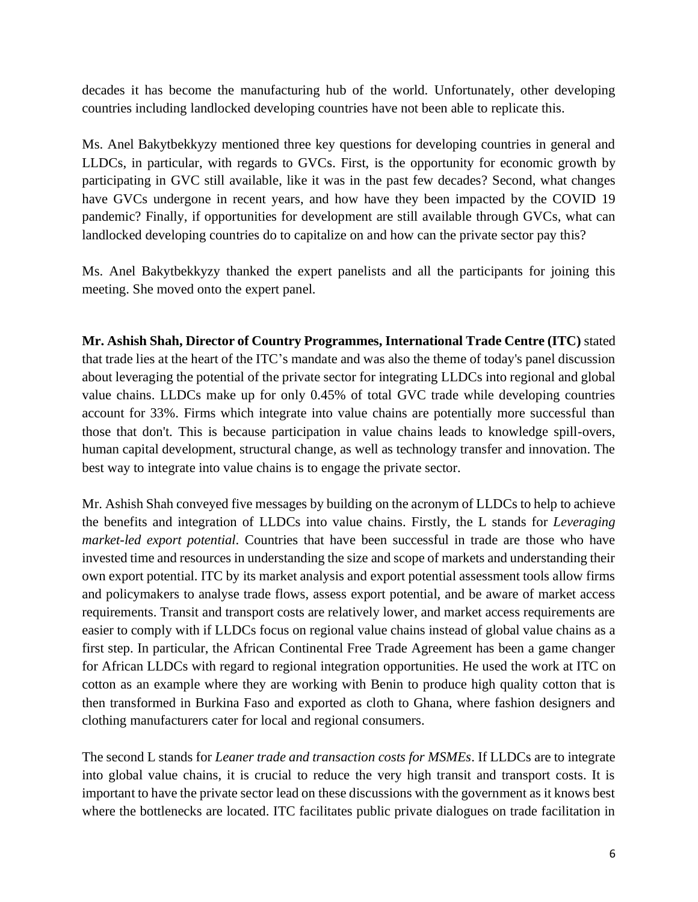decades it has become the manufacturing hub of the world. Unfortunately, other developing countries including landlocked developing countries have not been able to replicate this.

Ms. Anel Bakytbekkyzy mentioned three key questions for developing countries in general and LLDCs, in particular, with regards to GVCs. First, is the opportunity for economic growth by participating in GVC still available, like it was in the past few decades? Second, what changes have GVCs undergone in recent years, and how have they been impacted by the COVID 19 pandemic? Finally, if opportunities for development are still available through GVCs, what can landlocked developing countries do to capitalize on and how can the private sector pay this?

Ms. Anel Bakytbekkyzy thanked the expert panelists and all the participants for joining this meeting. She moved onto the expert panel.

**Mr. Ashish Shah, Director of Country Programmes, International Trade Centre (ITC)** stated that trade lies at the heart of the ITC's mandate and was also the theme of today's panel discussion about leveraging the potential of the private sector for integrating LLDCs into regional and global value chains. LLDCs make up for only 0.45% of total GVC trade while developing countries account for 33%. Firms which integrate into value chains are potentially more successful than those that don't. This is because participation in value chains leads to knowledge spill-overs, human capital development, structural change, as well as technology transfer and innovation. The best way to integrate into value chains is to engage the private sector.

Mr. Ashish Shah conveyed five messages by building on the acronym of LLDCs to help to achieve the benefits and integration of LLDCs into value chains. Firstly, the L stands for *Leveraging market-led export potential*. Countries that have been successful in trade are those who have invested time and resources in understanding the size and scope of markets and understanding their own export potential. ITC by its market analysis and export potential assessment tools allow firms and policymakers to analyse trade flows, assess export potential, and be aware of market access requirements. Transit and transport costs are relatively lower, and market access requirements are easier to comply with if LLDCs focus on regional value chains instead of global value chains as a first step. In particular, the African Continental Free Trade Agreement has been a game changer for African LLDCs with regard to regional integration opportunities. He used the work at ITC on cotton as an example where they are working with Benin to produce high quality cotton that is then transformed in Burkina Faso and exported as cloth to Ghana, where fashion designers and clothing manufacturers cater for local and regional consumers.

The second L stands for *Leaner trade and transaction costs for MSMEs*. If LLDCs are to integrate into global value chains, it is crucial to reduce the very high transit and transport costs. It is important to have the private sector lead on these discussions with the government as it knows best where the bottlenecks are located. ITC facilitates public private dialogues on trade facilitation in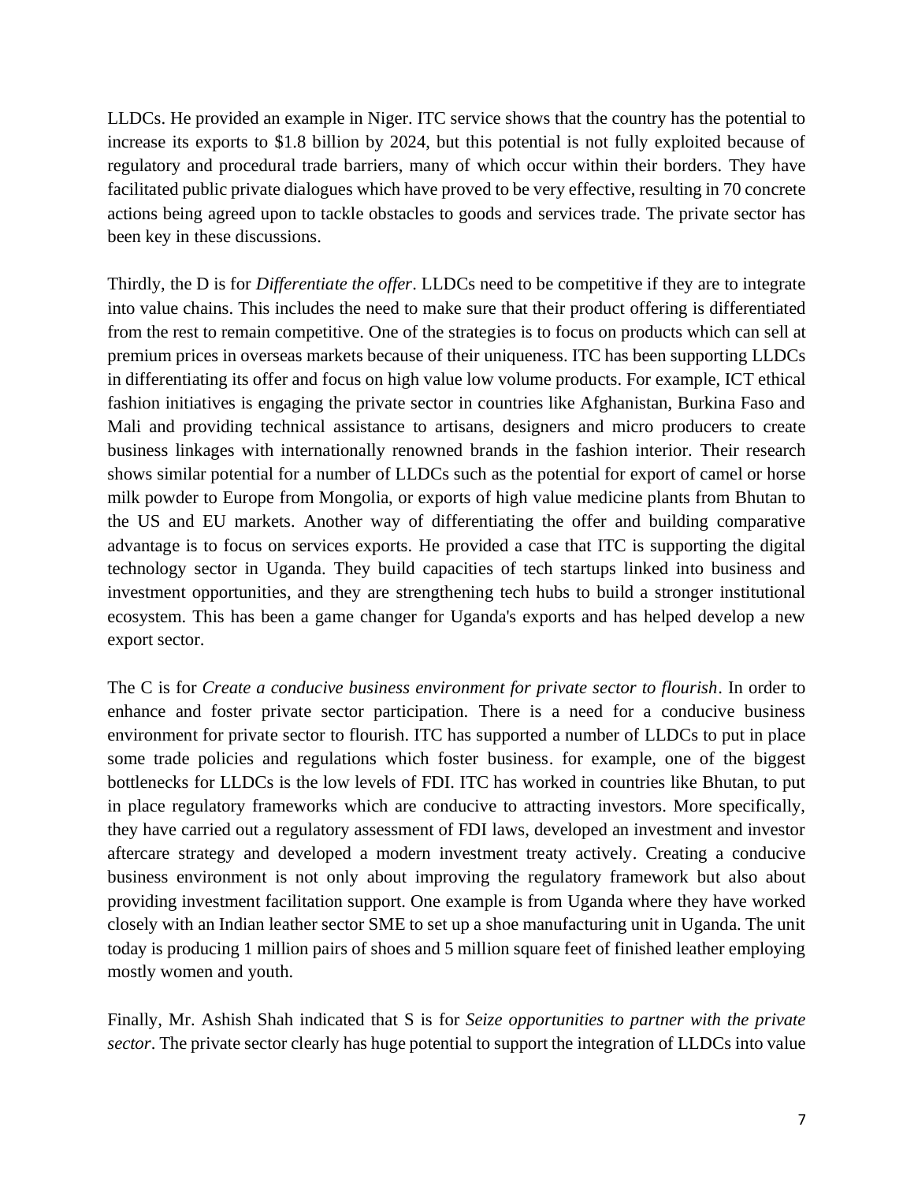LLDCs. He provided an example in Niger. ITC service shows that the country has the potential to increase its exports to $1.8 billion by 2024, but this potential is not fully exploited because of regulatory and procedural trade barriers, many of which occur within their borders. They have facilitated public private dialogues which have proved to be very effective, resulting in 70 concrete actions being agreed upon to tackle obstacles to goods and services trade. The private sector has been key in these discussions.

Thirdly, the D is for *Differentiate the offer*. LLDCs need to be competitive if they are to integrate into value chains. This includes the need to make sure that their product offering is differentiated from the rest to remain competitive. One of the strategies is to focus on products which can sell at premium prices in overseas markets because of their uniqueness. ITC has been supporting LLDCs in differentiating its offer and focus on high value low volume products. For example, ICT ethical fashion initiatives is engaging the private sector in countries like Afghanistan, Burkina Faso and Mali and providing technical assistance to artisans, designers and micro producers to create business linkages with internationally renowned brands in the fashion interior. Their research shows similar potential for a number of LLDCs such as the potential for export of camel or horse milk powder to Europe from Mongolia, or exports of high value medicine plants from Bhutan to the US and EU markets. Another way of differentiating the offer and building comparative advantage is to focus on services exports. He provided a case that ITC is supporting the digital technology sector in Uganda. They build capacities of tech startups linked into business and investment opportunities, and they are strengthening tech hubs to build a stronger institutional ecosystem. This has been a game changer for Uganda's exports and has helped develop a new export sector.

The C is for *Create a conducive business environment for private sector to flourish*. In order to enhance and foster private sector participation. There is a need for a conducive business environment for private sector to flourish. ITC has supported a number of LLDCs to put in place some trade policies and regulations which foster business. for example, one of the biggest bottlenecks for LLDCs is the low levels of FDI. ITC has worked in countries like Bhutan, to put in place regulatory frameworks which are conducive to attracting investors. More specifically, they have carried out a regulatory assessment of FDI laws, developed an investment and investor aftercare strategy and developed a modern investment treaty actively. Creating a conducive business environment is not only about improving the regulatory framework but also about providing investment facilitation support. One example is from Uganda where they have worked closely with an Indian leather sector SME to set up a shoe manufacturing unit in Uganda. The unit today is producing 1 million pairs of shoes and 5 million square feet of finished leather employing mostly women and youth.

Finally, Mr. Ashish Shah indicated that S is for *Seize opportunities to partner with the private sector*. The private sector clearly has huge potential to support the integration of LLDCs into value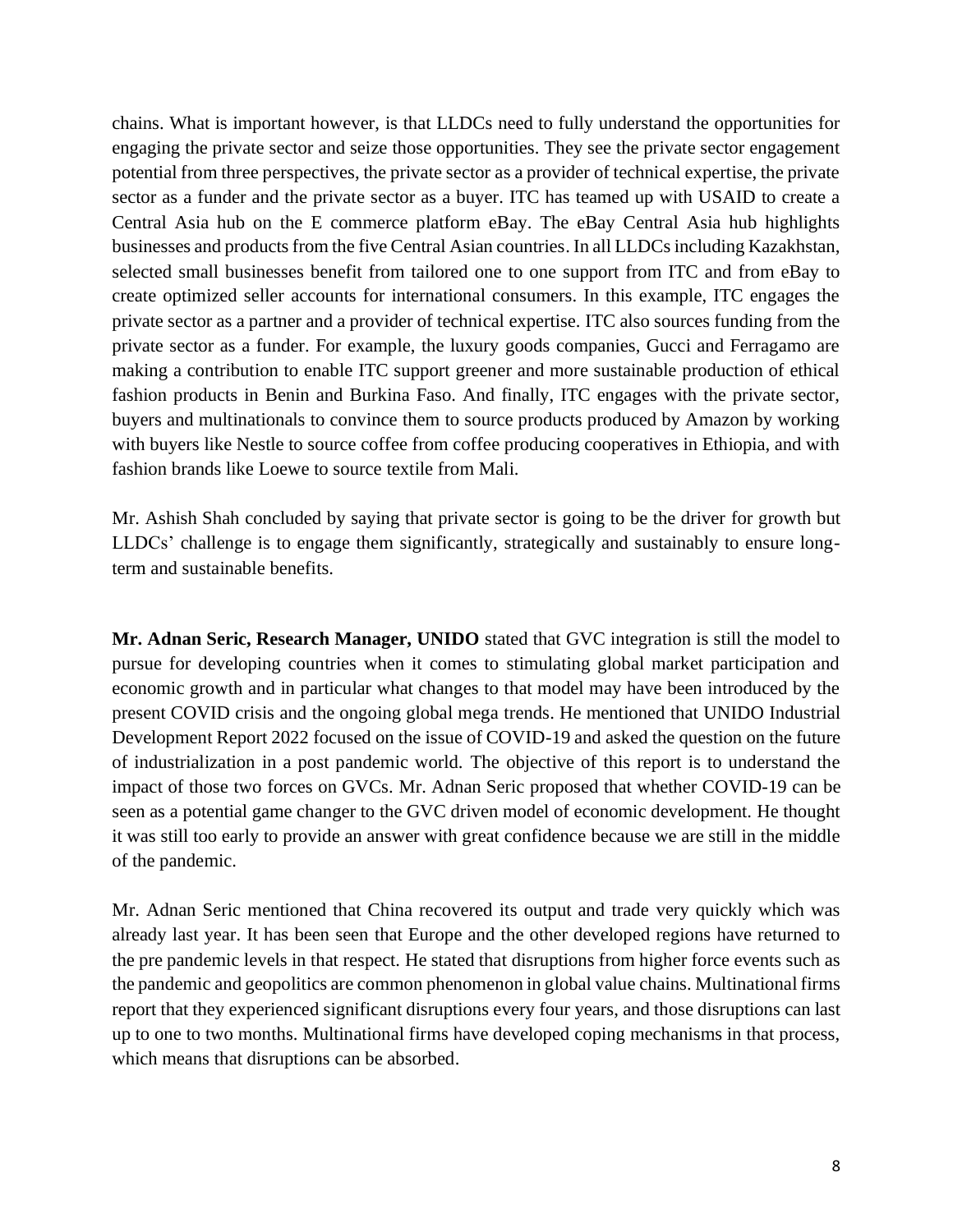chains. What is important however, is that LLDCs need to fully understand the opportunities for engaging the private sector and seize those opportunities. They see the private sector engagement potential from three perspectives, the private sector as a provider of technical expertise, the private sector as a funder and the private sector as a buyer. ITC has teamed up with USAID to create a Central Asia hub on the E commerce platform eBay. The eBay Central Asia hub highlights businesses and products from the five Central Asian countries. In all LLDCs including Kazakhstan, selected small businesses benefit from tailored one to one support from ITC and from eBay to create optimized seller accounts for international consumers. In this example, ITC engages the private sector as a partner and a provider of technical expertise. ITC also sources funding from the private sector as a funder. For example, the luxury goods companies, Gucci and Ferragamo are making a contribution to enable ITC support greener and more sustainable production of ethical fashion products in Benin and Burkina Faso. And finally, ITC engages with the private sector, buyers and multinationals to convince them to source products produced by Amazon by working with buyers like Nestle to source coffee from coffee producing cooperatives in Ethiopia, and with fashion brands like Loewe to source textile from Mali.

Mr. Ashish Shah concluded by saying that private sector is going to be the driver for growth but LLDCs' challenge is to engage them significantly, strategically and sustainably to ensure long-term and sustainable benefits.

**Mr. Adnan Seric, Research Manager, UNIDO** stated that GVC integration is still the model to pursue for developing countries when it comes to stimulating global market participation and economic growth and in particular what changes to that model may have been introduced by the present COVID crisis and the ongoing global mega trends. He mentioned that UNIDO Industrial Development Report 2022 focused on the issue of COVID-19 and asked the question on the future of industrialization in a post pandemic world. The objective of this report is to understand the impact of those two forces on GVCs. Mr. Adnan Seric proposed that whether COVID-19 can be seen as a potential game changer to the GVC driven model of economic development. He thought it was still too early to provide an answer with great confidence because we are still in the middle of the pandemic.

Mr. Adnan Seric mentioned that China recovered its output and trade very quickly which was already last year. It has been seen that Europe and the other developed regions have returned to the pre pandemic levels in that respect. He stated that disruptions from higher force events such as the pandemic and geopolitics are common phenomenon in global value chains. Multinational firms report that they experienced significant disruptions every four years, and those disruptions can last up to one to two months. Multinational firms have developed coping mechanisms in that process, which means that disruptions can be absorbed.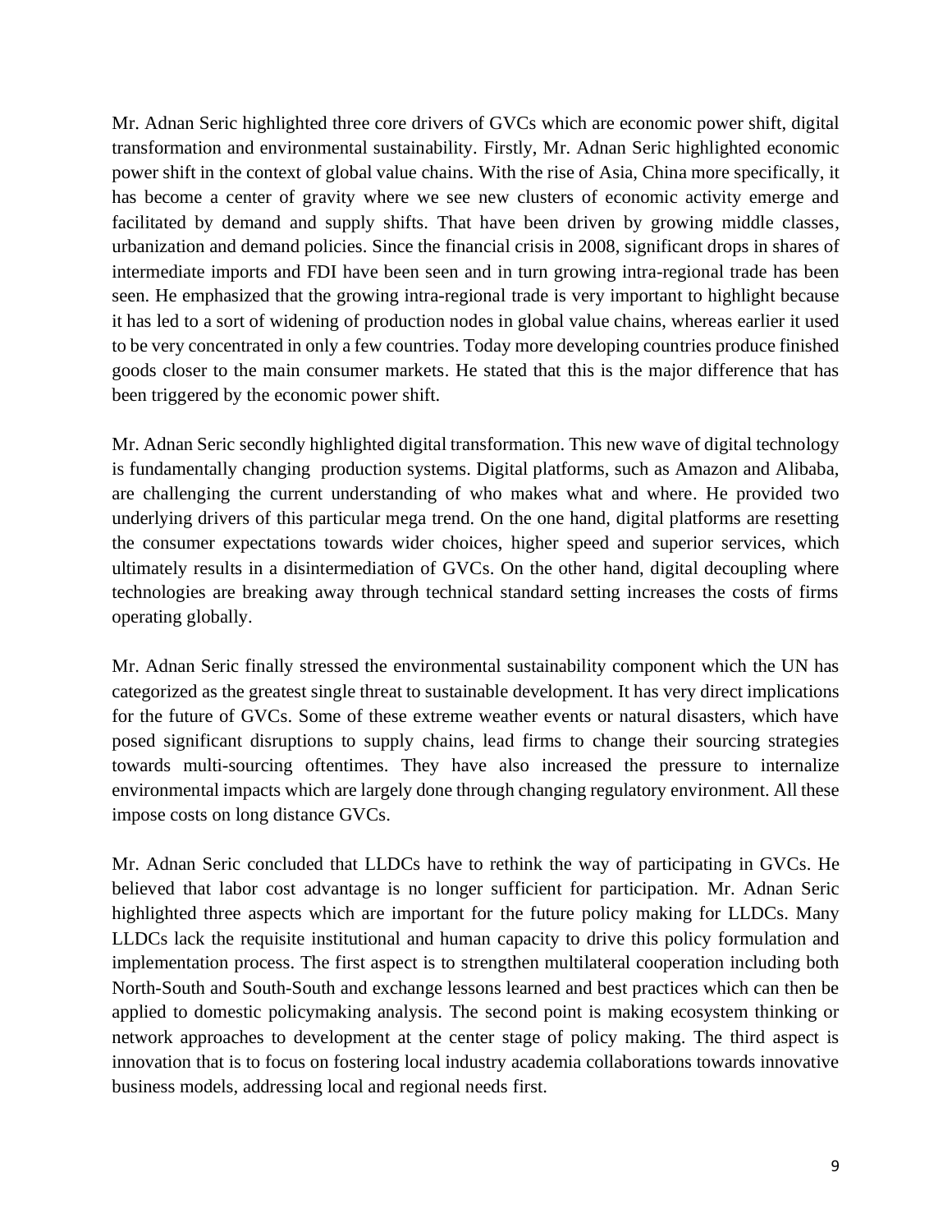Mr. Adnan Seric highlighted three core drivers of GVCs which are economic power shift, digital transformation and environmental sustainability. Firstly, Mr. Adnan Seric highlighted economic power shift in the context of global value chains. With the rise of Asia, China more specifically, it has become a center of gravity where we see new clusters of economic activity emerge and facilitated by demand and supply shifts. That have been driven by growing middle classes, urbanization and demand policies. Since the financial crisis in 2008, significant drops in shares of intermediate imports and FDI have been seen and in turn growing intra-regional trade has been seen. He emphasized that the growing intra-regional trade is very important to highlight because it has led to a sort of widening of production nodes in global value chains, whereas earlier it used to be very concentrated in only a few countries. Today more developing countries produce finished goods closer to the main consumer markets. He stated that this is the major difference that has been triggered by the economic power shift.

Mr. Adnan Seric secondly highlighted digital transformation. This new wave of digital technology is fundamentally changing production systems. Digital platforms, such as Amazon and Alibaba, are challenging the current understanding of who makes what and where. He provided two underlying drivers of this particular mega trend. On the one hand, digital platforms are resetting the consumer expectations towards wider choices, higher speed and superior services, which ultimately results in a disintermediation of GVCs. On the other hand, digital decoupling where technologies are breaking away through technical standard setting increases the costs of firms operating globally.

Mr. Adnan Seric finally stressed the environmental sustainability component which the UN has categorized as the greatest single threat to sustainable development. It has very direct implications for the future of GVCs. Some of these extreme weather events or natural disasters, which have posed significant disruptions to supply chains, lead firms to change their sourcing strategies towards multi-sourcing oftentimes. They have also increased the pressure to internalize environmental impacts which are largely done through changing regulatory environment. All these impose costs on long distance GVCs.

Mr. Adnan Seric concluded that LLDCs have to rethink the way of participating in GVCs. He believed that labor cost advantage is no longer sufficient for participation. Mr. Adnan Seric highlighted three aspects which are important for the future policy making for LLDCs. Many LLDCs lack the requisite institutional and human capacity to drive this policy formulation and implementation process. The first aspect is to strengthen multilateral cooperation including both North-South and South-South and exchange lessons learned and best practices which can then be applied to domestic policymaking analysis. The second point is making ecosystem thinking or network approaches to development at the center stage of policy making. The third aspect is innovation that is to focus on fostering local industry academia collaborations towards innovative business models, addressing local and regional needs first.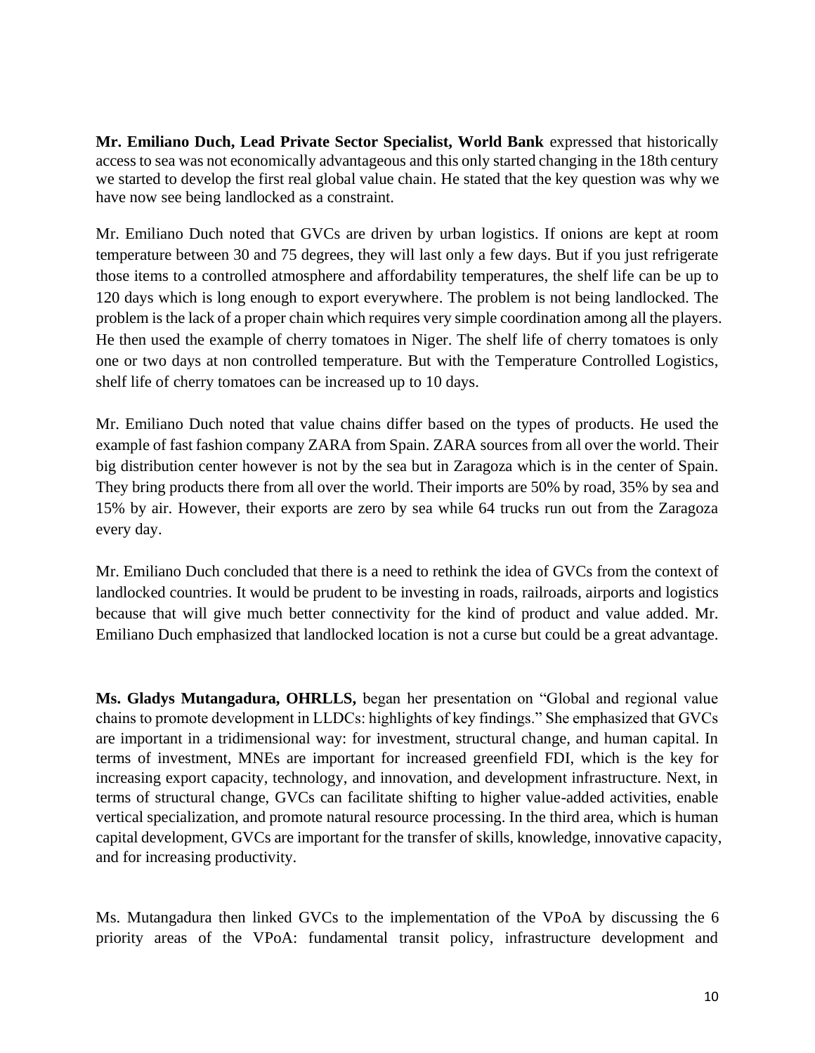**Mr. Emiliano Duch, Lead Private Sector Specialist, World Bank** expressed that historically access to sea was not economically advantageous and this only started changing in the 18th century we started to develop the first real global value chain. He stated that the key question was why we have now see being landlocked as a constraint.

Mr. Emiliano Duch noted that GVCs are driven by urban logistics. If onions are kept at room temperature between 30 and 75 degrees, they will last only a few days. But if you just refrigerate those items to a controlled atmosphere and affordability temperatures, the shelf life can be up to 120 days which is long enough to export everywhere. The problem is not being landlocked. The problem is the lack of a proper chain which requires very simple coordination among all the players. He then used the example of cherry tomatoes in Niger. The shelf life of cherry tomatoes is only one or two days at non controlled temperature. But with the Temperature Controlled Logistics, shelf life of cherry tomatoes can be increased up to 10 days.

Mr. Emiliano Duch noted that value chains differ based on the types of products. He used the example of fast fashion company ZARA from Spain. ZARA sources from all over the world. Their big distribution center however is not by the sea but in Zaragoza which is in the center of Spain. They bring products there from all over the world. Their imports are 50% by road, 35% by sea and 15% by air. However, their exports are zero by sea while 64 trucks run out from the Zaragoza every day.

Mr. Emiliano Duch concluded that there is a need to rethink the idea of GVCs from the context of landlocked countries. It would be prudent to be investing in roads, railroads, airports and logistics because that will give much better connectivity for the kind of product and value added. Mr. Emiliano Duch emphasized that landlocked location is not a curse but could be a great advantage.

**Ms. Gladys Mutangadura, OHRLLS,** began her presentation on "Global and regional value chains to promote development in LLDCs: highlights of key findings." She emphasized that GVCs are important in a tridimensional way: for investment, structural change, and human capital. In terms of investment, MNEs are important for increased greenfield FDI, which is the key for increasing export capacity, technology, and innovation, and development infrastructure. Next, in terms of structural change, GVCs can facilitate shifting to higher value-added activities, enable vertical specialization, and promote natural resource processing. In the third area, which is human capital development, GVCs are important for the transfer of skills, knowledge, innovative capacity, and for increasing productivity.

Ms. Mutangadura then linked GVCs to the implementation of the VPoA by discussing the 6 priority areas of the VPoA: fundamental transit policy, infrastructure development and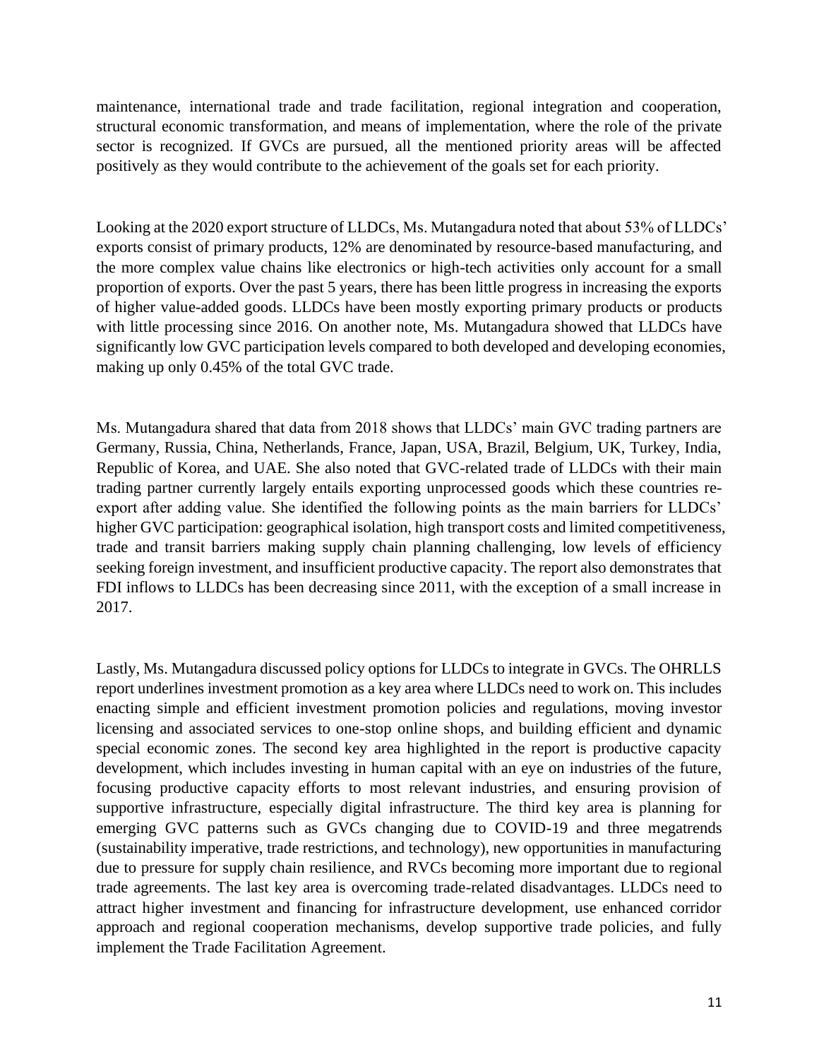maintenance, international trade and trade facilitation, regional integration and cooperation, structural economic transformation, and means of implementation, where the role of the private sector is recognized. If GVCs are pursued, all the mentioned priority areas will be affected positively as they would contribute to the achievement of the goals set for each priority.

Looking at the 2020 export structure of LLDCs, Ms. Mutangadura noted that about 53% of LLDCs' exports consist of primary products, 12% are denominated by resource-based manufacturing, and the more complex value chains like electronics or high-tech activities only account for a small proportion of exports. Over the past 5 years, there has been little progress in increasing the exports of higher value-added goods. LLDCs have been mostly exporting primary products or products with little processing since 2016. On another note, Ms. Mutangadura showed that LLDCs have significantly low GVC participation levels compared to both developed and developing economies, making up only 0.45% of the total GVC trade.

Ms. Mutangadura shared that data from 2018 shows that LLDCs' main GVC trading partners are Germany, Russia, China, Netherlands, France, Japan, USA, Brazil, Belgium, UK, Turkey, India, Republic of Korea, and UAE. She also noted that GVC-related trade of LLDCs with their main trading partner currently largely entails exporting unprocessed goods which these countries re-export after adding value. She identified the following points as the main barriers for LLDCs' higher GVC participation: geographical isolation, high transport costs and limited competitiveness, trade and transit barriers making supply chain planning challenging, low levels of efficiency seeking foreign investment, and insufficient productive capacity. The report also demonstrates that FDI inflows to LLDCs has been decreasing since 2011, with the exception of a small increase in 2017.

Lastly, Ms. Mutangadura discussed policy options for LLDCs to integrate in GVCs. The OHRLLS report underlines investment promotion as a key area where LLDCs need to work on. This includes enacting simple and efficient investment promotion policies and regulations, moving investor licensing and associated services to one-stop online shops, and building efficient and dynamic special economic zones. The second key area highlighted in the report is productive capacity development, which includes investing in human capital with an eye on industries of the future, focusing productive capacity efforts to most relevant industries, and ensuring provision of supportive infrastructure, especially digital infrastructure. The third key area is planning for emerging GVC patterns such as GVCs changing due to COVID-19 and three megatrends (sustainability imperative, trade restrictions, and technology), new opportunities in manufacturing due to pressure for supply chain resilience, and RVCs becoming more important due to regional trade agreements. The last key area is overcoming trade-related disadvantages. LLDCs need to attract higher investment and financing for infrastructure development, use enhanced corridor approach and regional cooperation mechanisms, develop supportive trade policies, and fully implement the Trade Facilitation Agreement.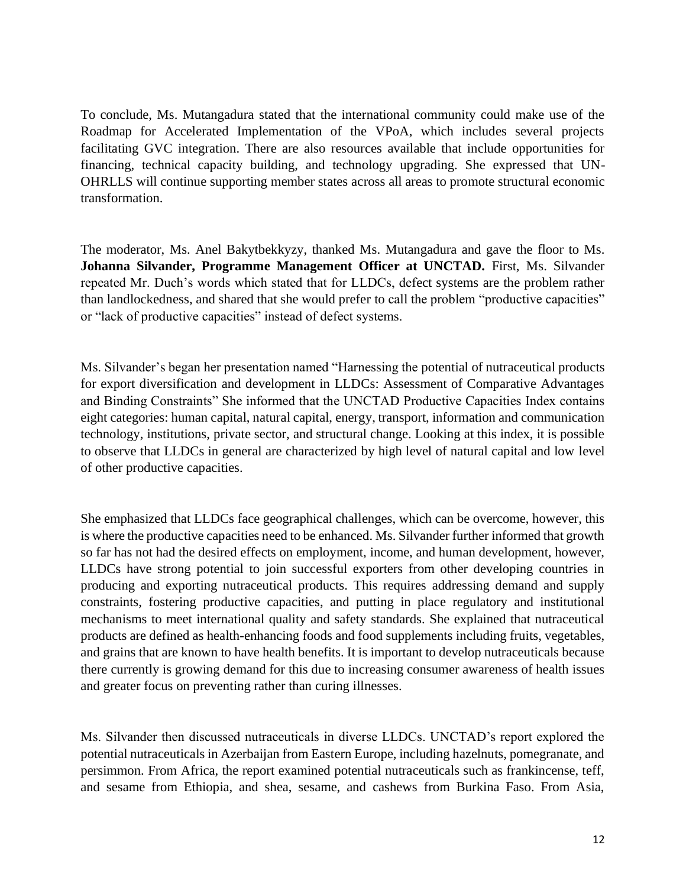To conclude, Ms. Mutangadura stated that the international community could make use of the Roadmap for Accelerated Implementation of the VPoA, which includes several projects facilitating GVC integration. There are also resources available that include opportunities for financing, technical capacity building, and technology upgrading. She expressed that UN-OHRLLS will continue supporting member states across all areas to promote structural economic transformation.

The moderator, Ms. Anel Bakytbekkyzy, thanked Ms. Mutangadura and gave the floor to Ms. **Johanna Silvander, Programme Management Officer at UNCTAD.** First, Ms. Silvander repeated Mr. Duch's words which stated that for LLDCs, defect systems are the problem rather than landlockedness, and shared that she would prefer to call the problem "productive capacities" or "lack of productive capacities" instead of defect systems.

Ms. Silvander's began her presentation named "Harnessing the potential of nutraceutical products for export diversification and development in LLDCs: Assessment of Comparative Advantages and Binding Constraints" She informed that the UNCTAD Productive Capacities Index contains eight categories: human capital, natural capital, energy, transport, information and communication technology, institutions, private sector, and structural change. Looking at this index, it is possible to observe that LLDCs in general are characterized by high level of natural capital and low level of other productive capacities.

She emphasized that LLDCs face geographical challenges, which can be overcome, however, this is where the productive capacities need to be enhanced. Ms. Silvander further informed that growth so far has not had the desired effects on employment, income, and human development, however, LLDCs have strong potential to join successful exporters from other developing countries in producing and exporting nutraceutical products. This requires addressing demand and supply constraints, fostering productive capacities, and putting in place regulatory and institutional mechanisms to meet international quality and safety standards. She explained that nutraceutical products are defined as health-enhancing foods and food supplements including fruits, vegetables, and grains that are known to have health benefits. It is important to develop nutraceuticals because there currently is growing demand for this due to increasing consumer awareness of health issues and greater focus on preventing rather than curing illnesses.

Ms. Silvander then discussed nutraceuticals in diverse LLDCs. UNCTAD's report explored the potential nutraceuticals in Azerbaijan from Eastern Europe, including hazelnuts, pomegranate, and persimmon. From Africa, the report examined potential nutraceuticals such as frankincense, teff, and sesame from Ethiopia, and shea, sesame, and cashews from Burkina Faso. From Asia,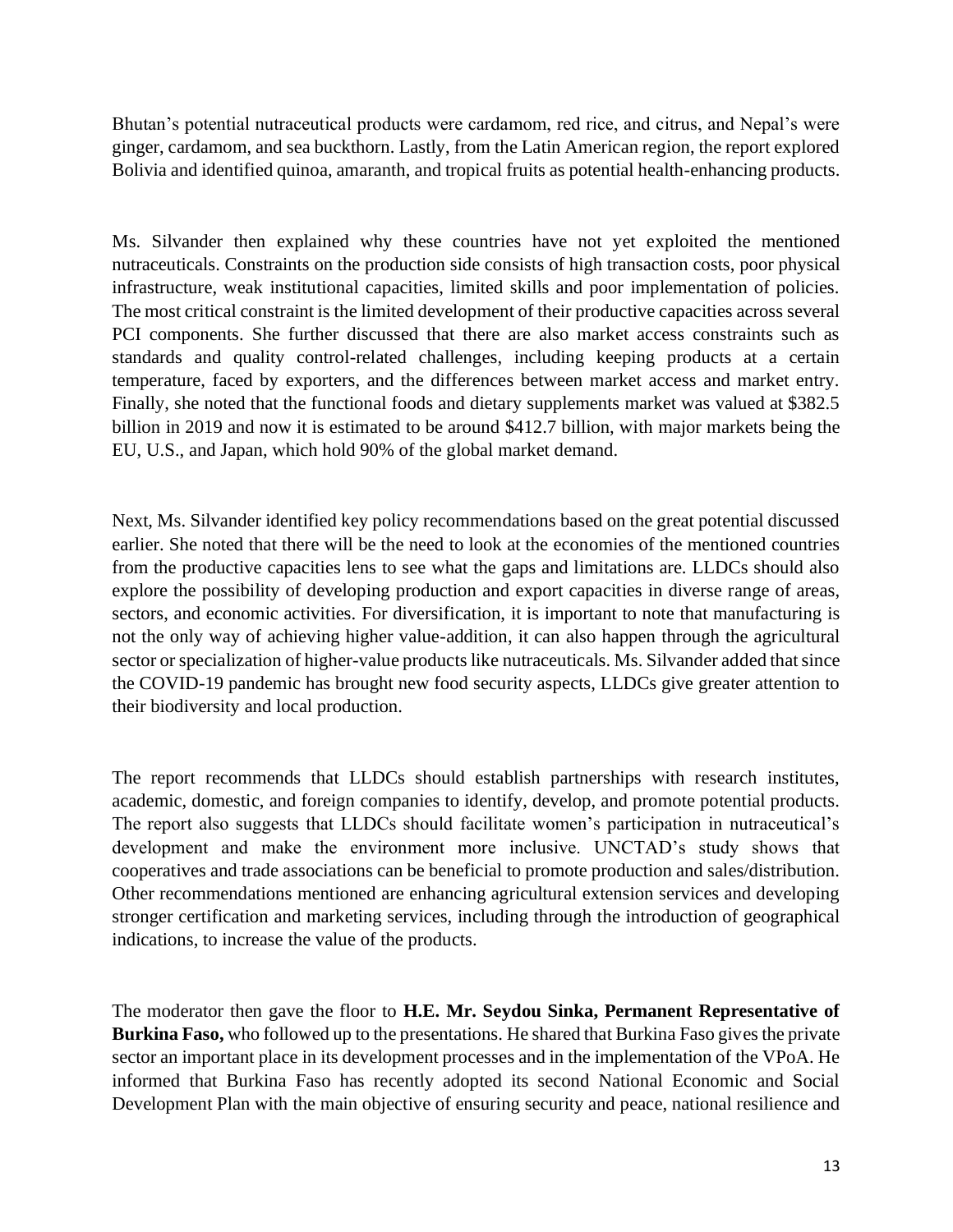Bhutan's potential nutraceutical products were cardamom, red rice, and citrus, and Nepal's were ginger, cardamom, and sea buckthorn. Lastly, from the Latin American region, the report explored Bolivia and identified quinoa, amaranth, and tropical fruits as potential health-enhancing products.

Ms. Silvander then explained why these countries have not yet exploited the mentioned nutraceuticals. Constraints on the production side consists of high transaction costs, poor physical infrastructure, weak institutional capacities, limited skills and poor implementation of policies. The most critical constraint is the limited development of their productive capacities across several PCI components. She further discussed that there are also market access constraints such as standards and quality control-related challenges, including keeping products at a certain temperature, faced by exporters, and the differences between market access and market entry. Finally, she noted that the functional foods and dietary supplements market was valued at $382.5 billion in 2019 and now it is estimated to be around $412.7 billion, with major markets being the EU, U.S., and Japan, which hold 90% of the global market demand.

Next, Ms. Silvander identified key policy recommendations based on the great potential discussed earlier. She noted that there will be the need to look at the economies of the mentioned countries from the productive capacities lens to see what the gaps and limitations are. LLDCs should also explore the possibility of developing production and export capacities in diverse range of areas, sectors, and economic activities. For diversification, it is important to note that manufacturing is not the only way of achieving higher value-addition, it can also happen through the agricultural sector or specialization of higher-value products like nutraceuticals. Ms. Silvander added that since the COVID-19 pandemic has brought new food security aspects, LLDCs give greater attention to their biodiversity and local production.

The report recommends that LLDCs should establish partnerships with research institutes, academic, domestic, and foreign companies to identify, develop, and promote potential products. The report also suggests that LLDCs should facilitate women's participation in nutraceutical's development and make the environment more inclusive. UNCTAD's study shows that cooperatives and trade associations can be beneficial to promote production and sales/distribution. Other recommendations mentioned are enhancing agricultural extension services and developing stronger certification and marketing services, including through the introduction of geographical indications, to increase the value of the products.

The moderator then gave the floor to **H.E. Mr. Seydou Sinka, Permanent Representative of Burkina Faso,** who followed up to the presentations. He shared that Burkina Faso gives the private sector an important place in its development processes and in the implementation of the VPoA. He informed that Burkina Faso has recently adopted its second National Economic and Social Development Plan with the main objective of ensuring security and peace, national resilience and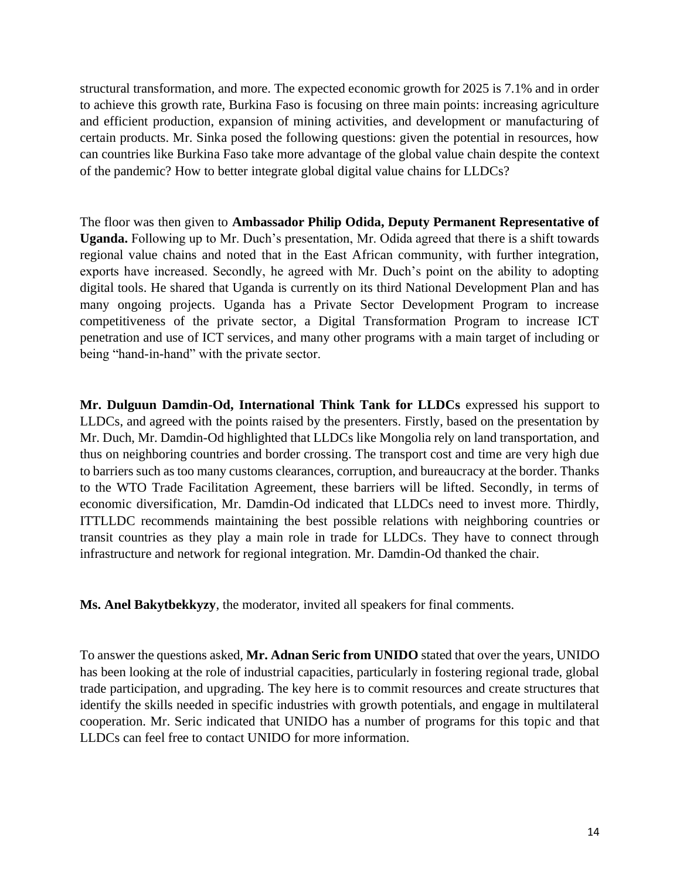structural transformation, and more. The expected economic growth for 2025 is 7.1% and in order to achieve this growth rate, Burkina Faso is focusing on three main points: increasing agriculture and efficient production, expansion of mining activities, and development or manufacturing of certain products. Mr. Sinka posed the following questions: given the potential in resources, how can countries like Burkina Faso take more advantage of the global value chain despite the context of the pandemic? How to better integrate global digital value chains for LLDCs?

The floor was then given to **Ambassador Philip Odida, Deputy Permanent Representative of Uganda.** Following up to Mr. Duch's presentation, Mr. Odida agreed that there is a shift towards regional value chains and noted that in the East African community, with further integration, exports have increased. Secondly, he agreed with Mr. Duch's point on the ability to adopting digital tools. He shared that Uganda is currently on its third National Development Plan and has many ongoing projects. Uganda has a Private Sector Development Program to increase competitiveness of the private sector, a Digital Transformation Program to increase ICT penetration and use of ICT services, and many other programs with a main target of including or being "hand-in-hand" with the private sector.

**Mr. Dulguun Damdin-Od, International Think Tank for LLDCs** expressed his support to LLDCs, and agreed with the points raised by the presenters. Firstly, based on the presentation by Mr. Duch, Mr. Damdin-Od highlighted that LLDCs like Mongolia rely on land transportation, and thus on neighboring countries and border crossing. The transport cost and time are very high due to barriers such as too many customs clearances, corruption, and bureaucracy at the border. Thanks to the WTO Trade Facilitation Agreement, these barriers will be lifted. Secondly, in terms of economic diversification, Mr. Damdin-Od indicated that LLDCs need to invest more. Thirdly, ITTLLDC recommends maintaining the best possible relations with neighboring countries or transit countries as they play a main role in trade for LLDCs. They have to connect through infrastructure and network for regional integration. Mr. Damdin-Od thanked the chair.

**Ms. Anel Bakytbekkyzy**, the moderator, invited all speakers for final comments.

To answer the questions asked, **Mr. Adnan Seric from UNIDO** stated that over the years, UNIDO has been looking at the role of industrial capacities, particularly in fostering regional trade, global trade participation, and upgrading. The key here is to commit resources and create structures that identify the skills needed in specific industries with growth potentials, and engage in multilateral cooperation. Mr. Seric indicated that UNIDO has a number of programs for this topic and that LLDCs can feel free to contact UNIDO for more information.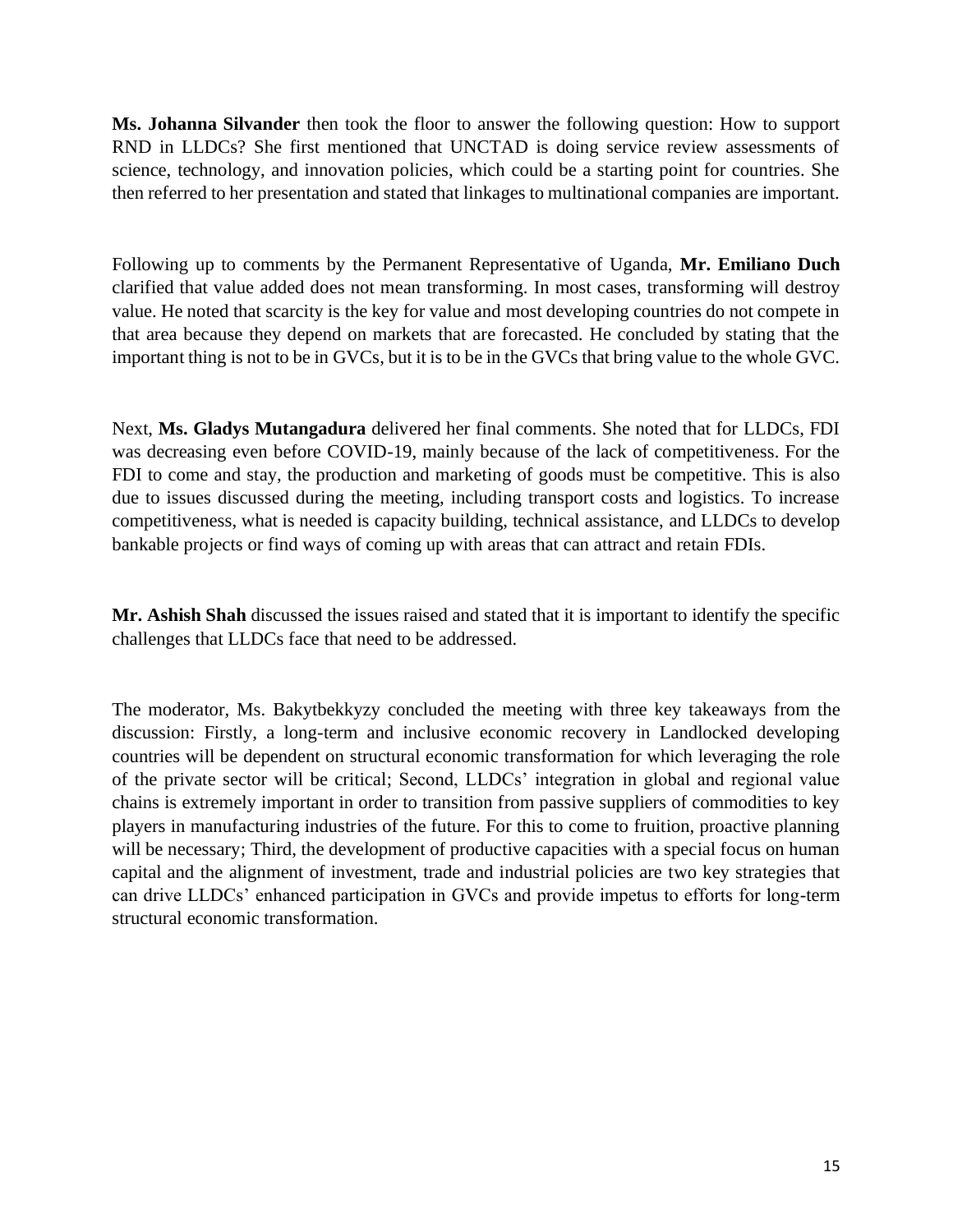**Ms. Johanna Silvander** then took the floor to answer the following question: How to support RND in LLDCs? She first mentioned that UNCTAD is doing service review assessments of science, technology, and innovation policies, which could be a starting point for countries. She then referred to her presentation and stated that linkages to multinational companies are important.

Following up to comments by the Permanent Representative of Uganda, **Mr. Emiliano Duch** clarified that value added does not mean transforming. In most cases, transforming will destroy value. He noted that scarcity is the key for value and most developing countries do not compete in that area because they depend on markets that are forecasted. He concluded by stating that the important thing is not to be in GVCs, but it is to be in the GVCs that bring value to the whole GVC.

Next, **Ms. Gladys Mutangadura** delivered her final comments. She noted that for LLDCs, FDI was decreasing even before COVID-19, mainly because of the lack of competitiveness. For the FDI to come and stay, the production and marketing of goods must be competitive. This is also due to issues discussed during the meeting, including transport costs and logistics. To increase competitiveness, what is needed is capacity building, technical assistance, and LLDCs to develop bankable projects or find ways of coming up with areas that can attract and retain FDIs.

**Mr. Ashish Shah** discussed the issues raised and stated that it is important to identify the specific challenges that LLDCs face that need to be addressed.

The moderator, Ms. Bakytbekkyzy concluded the meeting with three key takeaways from the discussion: Firstly, a long-term and inclusive economic recovery in Landlocked developing countries will be dependent on structural economic transformation for which leveraging the role of the private sector will be critical; Second, LLDCs' integration in global and regional value chains is extremely important in order to transition from passive suppliers of commodities to key players in manufacturing industries of the future. For this to come to fruition, proactive planning will be necessary; Third, the development of productive capacities with a special focus on human capital and the alignment of investment, trade and industrial policies are two key strategies that can drive LLDCs' enhanced participation in GVCs and provide impetus to efforts for long-term structural economic transformation.